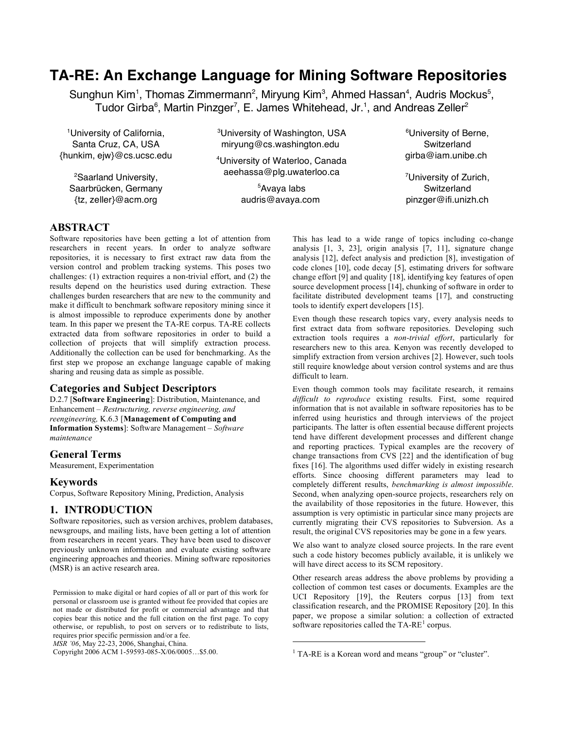# TA-RE: An Exchange Language for Mining Software Repositories

Sunghun Kim[1], Thomas Zimmermann[2], Miryung Kim[3], Ahmed Hassan[4], Audris Mockus[5], Tudor Girba[6], Martin Pinzger[7], E. James Whitehead, Jr.[1], and Andreas Zeller[2]

[1]University of California, Santa Cruz, CA, USA
{hunkim, ejw}@cs.ucsc.edu

[2]Saarland University, Saarbrücken, Germany
{tz, zeller}@acm.org

[3]University of Washington, USA
miryung@cs.washington.edu

[4]University of Waterloo, Canada
aeehassa@plg.uwaterloo.ca

[5]Avaya labs
audris@avaya.com

[6]University of Berne, Switzerland
girba@iam.unibe.ch

[7]University of Zurich, Switzerland
pinzger@ifi.unizh.ch

## ABSTRACT

Software repositories have been getting a lot of attention from researchers in recent years. In order to analyze software repositories, it is necessary to first extract raw data from the version control and problem tracking systems. This poses two challenges: (1) extraction requires a non-trivial effort, and (2) the results depend on the heuristics used during extraction. These challenges burden researchers that are new to the community and make it difficult to benchmark software repository mining since it is almost impossible to reproduce experiments done by another team. In this paper we present the TA-RE corpus. TA-RE collects extracted data from software repositories in order to build a collection of projects that will simplify extraction process. Additionally the collection can be used for benchmarking. As the first step we propose an exchange language capable of making sharing and reusing data as simple as possible.

### Categories and Subject Descriptors

D.2.7 [**Software Engineering**]: Distribution, Maintenance, and Enhancement – *Restructuring, reverse engineering, and reengineering,* K.6.3 [**Management of Computing and Information Systems**]: Software Management – *Software maintenance*

### General Terms

Measurement, Experimentation

### Keywords

Corpus, Software Repository Mining, Prediction, Analysis

## 1. INTRODUCTION

Software repositories, such as version archives, problem databases, newsgroups, and mailing lists, have been getting a lot of attention from researchers in recent years. They have been used to discover previously unknown information and evaluate existing software engineering approaches and theories. Mining software repositories (MSR) is an active research area.

This has lead to a wide range of topics including co-change analysis [1, 3, 23], origin analysis [7, 11], signature change analysis [12], defect analysis and prediction [8], investigation of code clones [10], code decay [5], estimating drivers for software change effort [9] and quality [18], identifying key features of open source development process [14], chunking of software in order to facilitate distributed development teams [17], and constructing tools to identify expert developers [15].

Even though these research topics vary, every analysis needs to first extract data from software repositories. Developing such extraction tools requires a *non-trivial effort*, particularly for researchers new to this area. Kenyon was recently developed to simplify extraction from version archives [2]. However, such tools still require knowledge about version control systems and are thus difficult to learn.

Even though common tools may facilitate research, it remains *difficult to reproduce* existing results. First, some required information that is not available in software repositories has to be inferred using heuristics and through interviews of the project participants. The latter is often essential because different projects tend have different development processes and different change and reporting practices. Typical examples are the recovery of change transactions from CVS [22] and the identification of bug fixes [16]. The algorithms used differ widely in existing research efforts. Since choosing different parameters may lead to completely different results, *benchmarking is almost impossible*. Second, when analyzing open-source projects, researchers rely on the availability of those repositories in the future. However, this assumption is very optimistic in particular since many projects are currently migrating their CVS repositories to Subversion. As a result, the original CVS repositories may be gone in a few years.

We also want to analyze closed source projects. In the rare event such a code history becomes publicly available, it is unlikely we will have direct access to its SCM repository.

Other research areas address the above problems by providing a collection of common test cases or documents. Examples are the UCI Repository [19], the Reuters corpus [13] from text classification research, and the PROMISE Repository [20]. In this paper, we propose a similar solution: a collection of extracted software repositories called the TA-RE[1] corpus.

[1] TA-RE is a Korean word and means "group" or "cluster".

Permission to make digital or hard copies of all or part of this work for personal or classroom use is granted without fee provided that copies are not made or distributed for profit or commercial advantage and that copies bear this notice and the full citation on the first page. To copy otherwise, or republish, to post on servers or to redistribute to lists, requires prior specific permission and/or a fee.
*MSR '06*, May 22-23, 2006, Shanghai, China.
Copyright 2006 ACM 1-59593-085-X/06/0005…$5.00.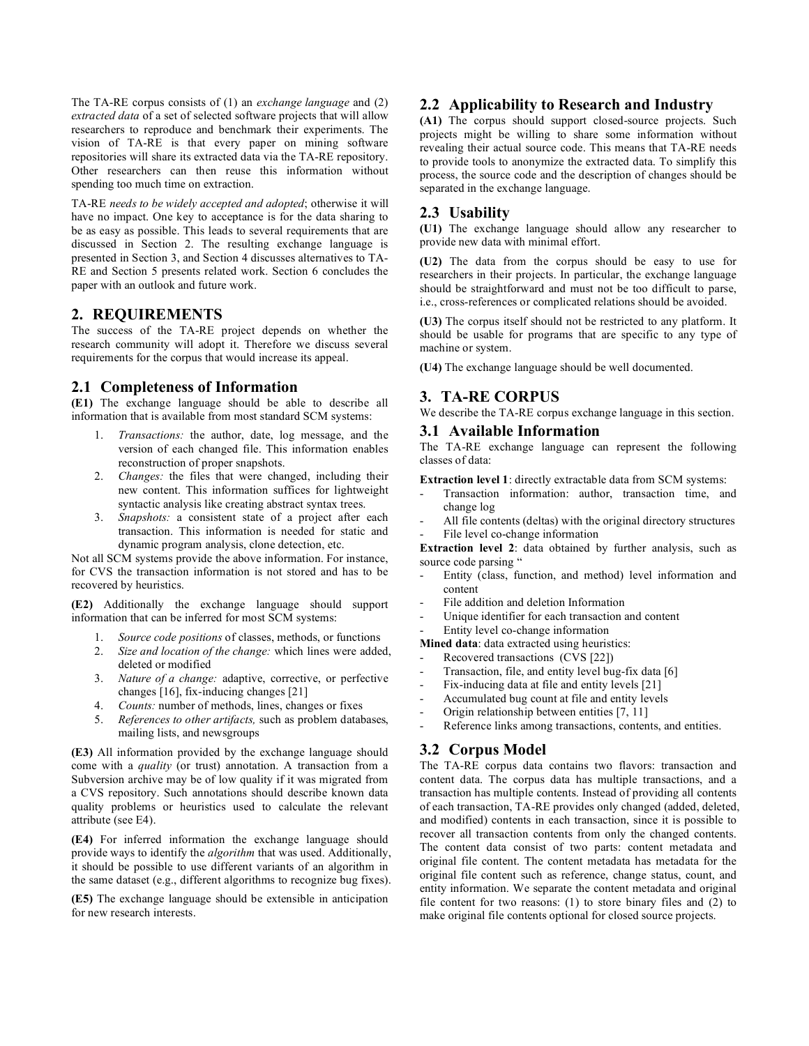The TA-RE corpus consists of (1) an *exchange language* and (2) *extracted data* of a set of selected software projects that will allow researchers to reproduce and benchmark their experiments. The vision of TA-RE is that every paper on mining software repositories will share its extracted data via the TA-RE repository. Other researchers can then reuse this information without spending too much time on extraction.

TA-RE *needs to be widely accepted and adopted*; otherwise it will have no impact. One key to acceptance is for the data sharing to be as easy as possible. This leads to several requirements that are discussed in Section 2. The resulting exchange language is presented in Section 3, and Section 4 discusses alternatives to TA-RE and Section 5 presents related work. Section 6 concludes the paper with an outlook and future work.

## 2. REQUIREMENTS

The success of the TA-RE project depends on whether the research community will adopt it. Therefore we discuss several requirements for the corpus that would increase its appeal.

### 2.1 Completeness of Information

**(E1)** The exchange language should be able to describe all information that is available from most standard SCM systems:

1. *Transactions:* the author, date, log message, and the version of each changed file. This information enables reconstruction of proper snapshots.
2. *Changes:* the files that were changed, including their new content. This information suffices for lightweight syntactic analysis like creating abstract syntax trees.
3. *Snapshots:* a consistent state of a project after each transaction. This information is needed for static and dynamic program analysis, clone detection, etc.

Not all SCM systems provide the above information. For instance, for CVS the transaction information is not stored and has to be recovered by heuristics.

**(E2)** Additionally the exchange language should support information that can be inferred for most SCM systems:

1. *Source code positions* of classes, methods, or functions
2. *Size and location of the change:* which lines were added, deleted or modified
3. *Nature of a change:* adaptive, corrective, or perfective changes [16], fix-inducing changes [21]
4. *Counts:* number of methods, lines, changes or fixes
5. *References to other artifacts,* such as problem databases, mailing lists, and newsgroups

**(E3)** All information provided by the exchange language should come with a *quality* (or trust) annotation. A transaction from a Subversion archive may be of low quality if it was migrated from a CVS repository. Such annotations should describe known data quality problems or heuristics used to calculate the relevant attribute (see E4).

**(E4)** For inferred information the exchange language should provide ways to identify the *algorithm* that was used. Additionally, it should be possible to use different variants of an algorithm in the same dataset (e.g., different algorithms to recognize bug fixes).

**(E5)** The exchange language should be extensible in anticipation for new research interests.

### 2.2 Applicability to Research and Industry

**(A1)** The corpus should support closed-source projects. Such projects might be willing to share some information without revealing their actual source code. This means that TA-RE needs to provide tools to anonymize the extracted data. To simplify this process, the source code and the description of changes should be separated in the exchange language.

### 2.3 Usability

**(U1)** The exchange language should allow any researcher to provide new data with minimal effort.

**(U2)** The data from the corpus should be easy to use for researchers in their projects. In particular, the exchange language should be straightforward and must not be too difficult to parse, i.e., cross-references or complicated relations should be avoided.

**(U3)** The corpus itself should not be restricted to any platform. It should be usable for programs that are specific to any type of machine or system.

**(U4)** The exchange language should be well documented.

## 3. TA-RE CORPUS

We describe the TA-RE corpus exchange language in this section.

### 3.1 Available Information

The TA-RE exchange language can represent the following classes of data:

**Extraction level 1**: directly extractable data from SCM systems:

- Transaction information: author, transaction time, and change log
- All file contents (deltas) with the original directory structures
- File level co-change information

**Extraction level 2**: data obtained by further analysis, such as source code parsing "

- Entity (class, function, and method) level information and content
- File addition and deletion Information
- Unique identifier for each transaction and content
- Entity level co-change information

**Mined data**: data extracted using heuristics:

- Recovered transactions (CVS [22])
- Transaction, file, and entity level bug-fix data [6]
- Fix-inducing data at file and entity levels [21]
- Accumulated bug count at file and entity levels
- Origin relationship between entities [7, 11]
- Reference links among transactions, contents, and entities.

### 3.2 Corpus Model

The TA-RE corpus data contains two flavors: transaction and content data. The corpus data has multiple transactions, and a transaction has multiple contents. Instead of providing all contents of each transaction, TA-RE provides only changed (added, deleted, and modified) contents in each transaction, since it is possible to recover all transaction contents from only the changed contents. The content data consist of two parts: content metadata and original file content. The content metadata has metadata for the original file content such as reference, change status, count, and entity information. We separate the content metadata and original file content for two reasons: (1) to store binary files and (2) to make original file contents optional for closed source projects.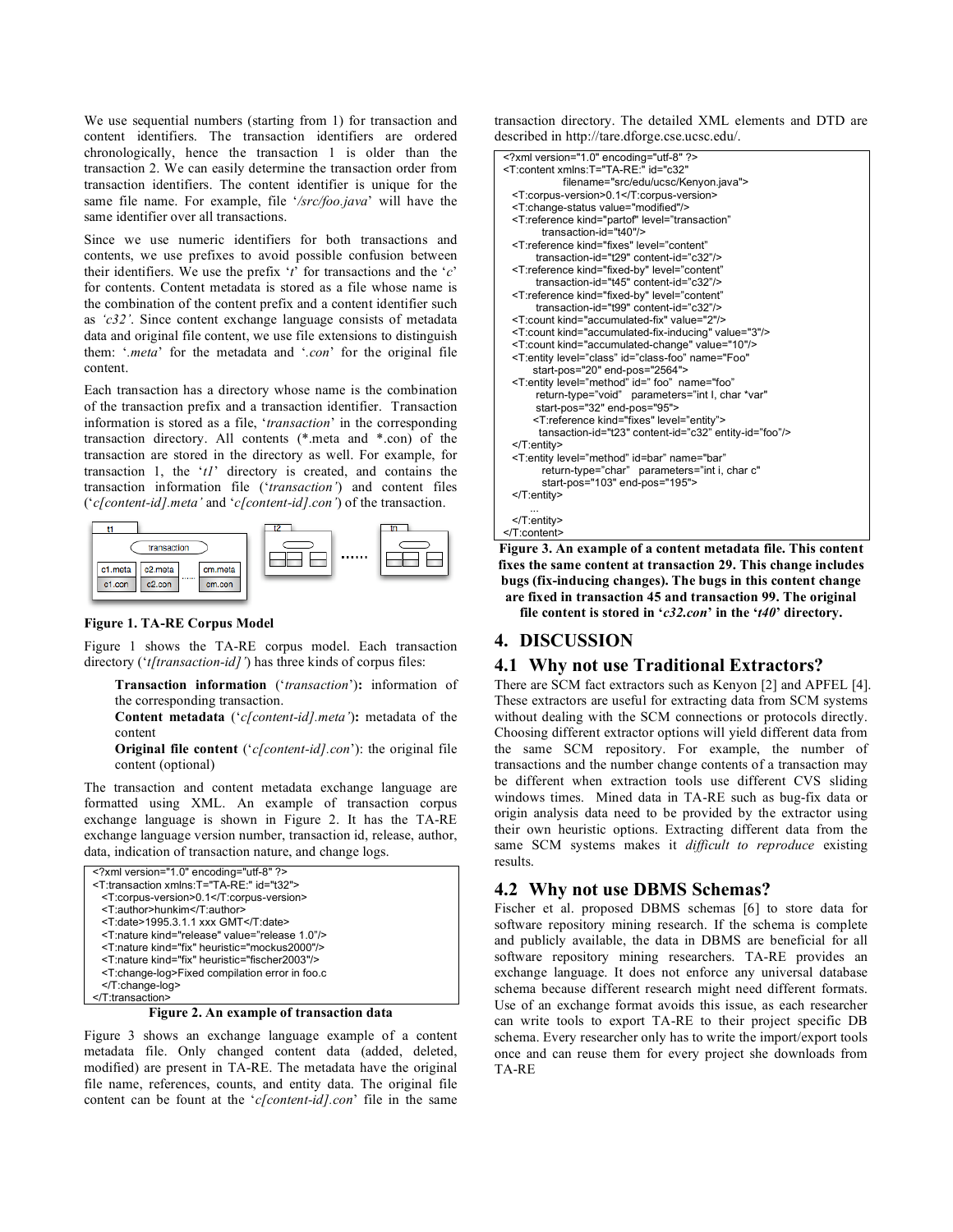We use sequential numbers (starting from 1) for transaction and content identifiers. The transaction identifiers are ordered chronologically, hence the transaction 1 is older than the transaction 2. We can easily determine the transaction order from transaction identifiers. The content identifier is unique for the same file name. For example, file '*/src/foo.java*' will have the same identifier over all transactions.

Since we use numeric identifiers for both transactions and contents, we use prefixes to avoid possible confusion between their identifiers. We use the prefix '*t*' for transactions and the '*c*' for contents. Content metadata is stored as a file whose name is the combination of the content prefix and a content identifier such as *'c32'*. Since content exchange language consists of metadata data and original file content, we use file extensions to distinguish them: '*.meta*' for the metadata and '*.con*' for the original file content.

Each transaction has a directory whose name is the combination of the transaction prefix and a transaction identifier. Transaction information is stored as a file, '*transaction*' in the corresponding transaction directory. All contents (*.meta and *.con) of the transaction are stored in the directory as well. For example, for transaction 1, the '*t1*' directory is created, and contains the transaction information file ('*transaction'*) and content files ('*c[content-id].meta'* and '*c[content-id].con'*) of the transaction.

**Figure 1. TA-RE Corpus Model**

Figure 1 shows the TA-RE corpus model. Each transaction directory ('*t[transaction-id]'*) has three kinds of corpus files:

**Transaction information** ('*transaction*')**:** information of the corresponding transaction.

**Content metadata** ('*c[content-id].meta'*)**:** metadata of the content

**Original file content** ('*c[content-id].con*'): the original file content (optional)

The transaction and content metadata exchange language are formatted using XML. An example of transaction corpus exchange language is shown in Figure 2. It has the TA-RE exchange language version number, transaction id, release, author, data, indication of transaction nature, and change logs.

```
<?xml version="1.0" encoding="utf-8" ?>
<T:transaction xmlns:T="TA-RE:" id="t32">
  <T:corpus-version>0.1</T:corpus-version>
  <T:author>hunkim</T:author>
  <T:date>1995.3.1.1 xxx GMT</T:date>
  <T:nature kind="release" value="release 1.0"/>
  <T:nature kind="fix" heuristic="mockus2000"/>
  <T:nature kind="fix" heuristic="fischer2003"/>
  <T:change-log>Fixed compilation error in foo.c
  </T:change-log>
</T:transaction>
```

**Figure 2. An example of transaction data**

Figure 3 shows an exchange language example of a content metadata file. Only changed content data (added, deleted, modified) are present in TA-RE. The metadata have the original file name, references, counts, and entity data. The original file content can be fount at the '*c[content-id].con*' file in the same transaction directory. The detailed XML elements and DTD are described in http://tare.dforge.cse.ucsc.edu/.

```
<?xml version="1.0" encoding="utf-8" ?>
<T:content xmlns:T="TA-RE:" id="c32"
            filename="src/edu/ucsc/Kenyon.java">
  <T:corpus-version>0.1</T:corpus-version>
  <T:change-status value="modified"/>
  <T:reference kind="partof" level="transaction"
        transaction-id="t40"/>
  <T:reference kind="fixes" level="content"
        transaction-id="t29" content-id="c32"/>
  <T:reference kind="fixed-by" level="content"
        transaction-id="t45" content-id="c32"/>
  <T:reference kind="fixed-by" level="content"
        transaction-id="t99" content-id="c32"/>
  <T:count kind="accumulated-fix" value="2"/>
  <T:count kind="accumulated-fix-inducing" value="3"/>
  <T:count kind="accumulated-change" value="10"/>
  <T:entity level="class" id="class-foo" name="Foo"
        start-pos="20" end-pos="2564">
  <T:entity level="method" id=" foo" name="foo"
        return-type="void"  parameters="int I, char *var"
        start-pos="32" end-pos="95">
        <T:reference kind="fixes" level="entity">
        tansaction-id="t23" content-id="c32" entity-id="foo"/>
  </T:entity>
  <T:entity level="method" id=bar" name="bar"
        return-type="char"  parameters="int i, char c"
        start-pos="103" end-pos="195">
  </T:entity>
    ...
  </T:entity>
</T:content>
```

**Figure 3. An example of a content metadata file. This content fixes the same content at transaction 29. This change includes bugs (fix-inducing changes). The bugs in this content change are fixed in transaction 45 and transaction 99. The original file content is stored in '*c32.con*' in the '*t40*' directory.**

# 4. DISCUSSION

## 4.1 Why not use Traditional Extractors?

There are SCM fact extractors such as Kenyon [2] and APFEL [4]. These extractors are useful for extracting data from SCM systems without dealing with the SCM connections or protocols directly. Choosing different extractor options will yield different data from the same SCM repository. For example, the number of transactions and the number change contents of a transaction may be different when extraction tools use different CVS sliding windows times. Mined data in TA-RE such as bug-fix data or origin analysis data need to be provided by the extractor using their own heuristic options. Extracting different data from the same SCM systems makes it *difficult to reproduce* existing results.

## 4.2 Why not use DBMS Schemas?

Fischer et al. proposed DBMS schemas [6] to store data for software repository mining research. If the schema is complete and publicly available, the data in DBMS are beneficial for all software repository mining researchers. TA-RE provides an exchange language. It does not enforce any universal database schema because different research might need different formats. Use of an exchange format avoids this issue, as each researcher can write tools to export TA-RE to their project specific DB schema. Every researcher only has to write the import/export tools once and can reuse them for every project she downloads from TA-RE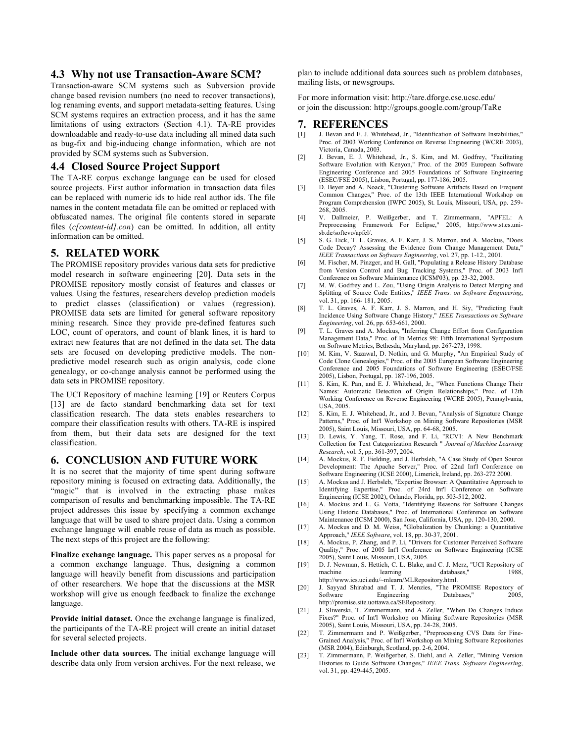## 4.3 Why not use Transaction-Aware SCM?

Transaction-aware SCM systems such as Subversion provide change based revision numbers (no need to recover transactions), log renaming events, and support metadata-setting features. Using SCM systems requires an extraction process, and it has the same limitations of using extractors (Section 4.1). TA-RE provides downloadable and ready-to-use data including all mined data such as bug-fix and big-inducing change information, which are not provided by SCM systems such as Subversion.

## 4.4 Closed Source Project Support

The TA-RE corpus exchange language can be used for closed source projects. First author information in transaction data files can be replaced with numeric ids to hide real author ids. The file names in the content metadata file can be omitted or replaced with obfuscated names. The original file contents stored in separate files (*c[content-id].con*) can be omitted. In addition, all entity information can be omitted.

# 5. RELATED WORK

The PROMISE repository provides various data sets for predictive model research in software engineering [20]. Data sets in the PROMISE repository mostly consist of features and classes or values. Using the features, researchers develop prediction models to predict classes (classification) or values (regression). PROMISE data sets are limited for general software repository mining research. Since they provide pre-defined features such LOC, count of operators, and count of blank lines, it is hard to extract new features that are not defined in the data set. The data sets are focused on developing predictive models. The non-predictive model research such as origin analysis, code clone genealogy, or co-change analysis cannot be performed using the data sets in PROMISE repository.

The UCI Repository of machine learning [19] or Reuters Corpus [13] are de facto standard benchmarking data set for text classification research. The data stets enables researchers to compare their classification results with others. TA-RE is inspired from them, but their data sets are designed for the text classification.

# 6. CONCLUSION AND FUTURE WORK

It is no secret that the majority of time spent during software repository mining is focused on extracting data. Additionally, the "magic" that is involved in the extracting phase makes comparison of results and benchmarking impossible. The TA-RE project addresses this issue by specifying a common exchange language that will be used to share project data. Using a common exchange language will enable reuse of data as much as possible. The next steps of this project are the following:

**Finalize exchange language.** This paper serves as a proposal for a common exchange language. Thus, designing a common language will heavily benefit from discussions and participation of other researchers. We hope that the discussions at the MSR workshop will give us enough feedback to finalize the exchange language.

**Provide initial dataset.** Once the exchange language is finalized, the participants of the TA-RE project will create an initial dataset for several selected projects.

**Include other data sources.** The initial exchange language will describe data only from version archives. For the next release, we plan to include additional data sources such as problem databases, mailing lists, or newsgroups.

For more information visit: http://tare.dforge.cse.ucsc.edu/
or join the discussion: http://groups.google.com/group/TaRe

# 7. REFERENCES

[1] J. Bevan and E. J. Whitehead, Jr., "Identification of Software Instabilities," Proc. of 2003 Working Conference on Reverse Engineering (WCRE 2003), Victoria, Canada, 2003.

[2] J. Bevan, E. J. Whitehead, Jr., S. Kim, and M. Godfrey, "Facilitating Software Evolution with Kenyon," Proc. of the 2005 European Software Engineering Conference and 2005 Foundations of Software Engineering (ESEC/FSE 2005), Lisbon, Portugal, pp. 177-186, 2005.

[3] D. Beyer and A. Noack, "Clustering Software Artifacts Based on Frequent Common Changes," Proc. of the 13th IEEE International Workshop on Program Comprehension (IWPC 2005), St. Louis, Missouri, USA, pp. 259-268, 2005.

[4] V. Dallmeier, P. Weißgerber, and T. Zimmermann, "APFEL: A Preprocessing Framework For Eclipse," 2005, http://www.st.cs.uni-sb.de/softevo/apfel/.

[5] S. G. Eick, T. L. Graves, A. F. Karr, J. S. Marron, and A. Mockus, "Does Code Decay? Assessing the Evidence from Change Management Data," *IEEE Transactions on Software Engineering*, vol. 27, pp. 1-12., 2001.

[6] M. Fischer, M. Pinzger, and H. Gall, "Populating a Release History Database from Version Control and Bug Tracking Systems," Proc. of 2003 Int'l Conference on Software Maintenance (ICSM'03), pp. 23-32, 2003.

[7] M. W. Godfrey and L. Zou, "Using Origin Analysis to Detect Merging and Splitting of Source Code Entities," *IEEE Trans. on Software Engineering*, vol. 31, pp. 166- 181, 2005.

[8] T. L. Graves, A. F. Karr, J. S. Marron, and H. Siy, "Predicting Fault Incidence Using Software Change History," *IEEE Transactions on Software Engineering*, vol. 26, pp. 653-661, 2000.

[9] T. L. Graves and A. Mockus, "Inferring Change Effort from Configuration Management Data," Proc. of In Metrics 98: Fifth International Symposium on Software Metrics, Bethesda, Maryland, pp. 267-273, 1998.

[10] M. Kim, V. Sazawal, D. Notkin, and G. Murphy, "An Empirical Study of Code Clone Genealogies," Proc. of the 2005 European Software Engineering Conference and 2005 Foundations of Software Engineering (ESEC/FSE 2005), Lisbon, Portugal, pp. 187-196, 2005.

[11] S. Kim, K. Pan, and E. J. Whitehead, Jr., "When Functions Change Their Names: Automatic Detection of Origin Relationships," Proc. of 12th Working Conference on Reverse Engineering (WCRE 2005), Pennsylvania, USA, 2005.

[12] S. Kim, E. J. Whitehead, Jr., and J. Bevan, "Analysis of Signature Change Patterns," Proc. of Int'l Workshop on Mining Software Repositories (MSR 2005), Saint Louis, Missouri, USA, pp. 64-68, 2005.

[13] D. Lewis, Y. Yang, T. Rose, and F. Li, "RCV1: A New Benchmark Collection for Text Categorization Research " *Journal of Machine Learning Research*, vol. 5, pp. 361-397, 2004.

[14] A. Mockus, R. F. Fielding, and J. Herbsleb, "A Case Study of Open Source Development: The Apache Server," Proc. of 22nd Int'l Conference on Software Engineering (ICSE 2000), Limerick, Ireland, pp. 263-272 2000.

[15] A. Mockus and J. Herbsleb, "Expertise Browser: A Quantitative Approach to Identifying Expertise," Proc. of 24rd Int'l Conference on Software Engineering (ICSE 2002), Orlando, Florida, pp. 503-512, 2002.

[16] A. Mockus and L. G. Votta, "Identifying Reasons for Software Changes Using Historic Databases," Proc. of International Conference on Software Maintenance (ICSM 2000), San Jose, California, USA, pp. 120-130, 2000.

[17] A. Mockus and D. M. Weiss, "Globalization by Chunking: a Quantitative Approach," *IEEE Software*, vol. 18, pp. 30-37, 2001.

[18] A. Mockus, P. Zhang, and P. Li, "Drivers for Customer Perceived Software Quality," Proc. of 2005 Int'l Conference on Software Engineering (ICSE 2005), Saint Louis, Missouri, USA, 2005.

[19] D. J. Newman, S. Hettich, C. L. Blake, and C. J. Merz, "UCI Repository of machine learning databases," 1988, http://www.ics.uci.edu/~mlearn/MLRepository.html.

[20] J. Sayyad Shirabad and T. J. Menzies, "The PROMISE Repository of Software Engineering Databases," 2005, http://promise.site.uottawa.ca/SERepository.

[21] J. Sliwerski, T. Zimmermann, and A. Zeller, "When Do Changes Induce Fixes?" Proc. of Int'l Workshop on Mining Software Repositories (MSR 2005), Saint Louis, Missouri, USA, pp. 24-28, 2005.

[22] T. Zimmermann and P. Weißgerber, "Preprocessing CVS Data for Fine-Grained Analysis," Proc. of Int'l Workshop on Mining Software Repositories (MSR 2004), Edinburgh, Scotland, pp. 2-6, 2004.

[23] T. Zimmermann, P. Weißgerber, S. Diehl, and A. Zeller, "Mining Version Histories to Guide Software Changes," *IEEE Trans. Software Engineering*, vol. 31, pp. 429-445, 2005.